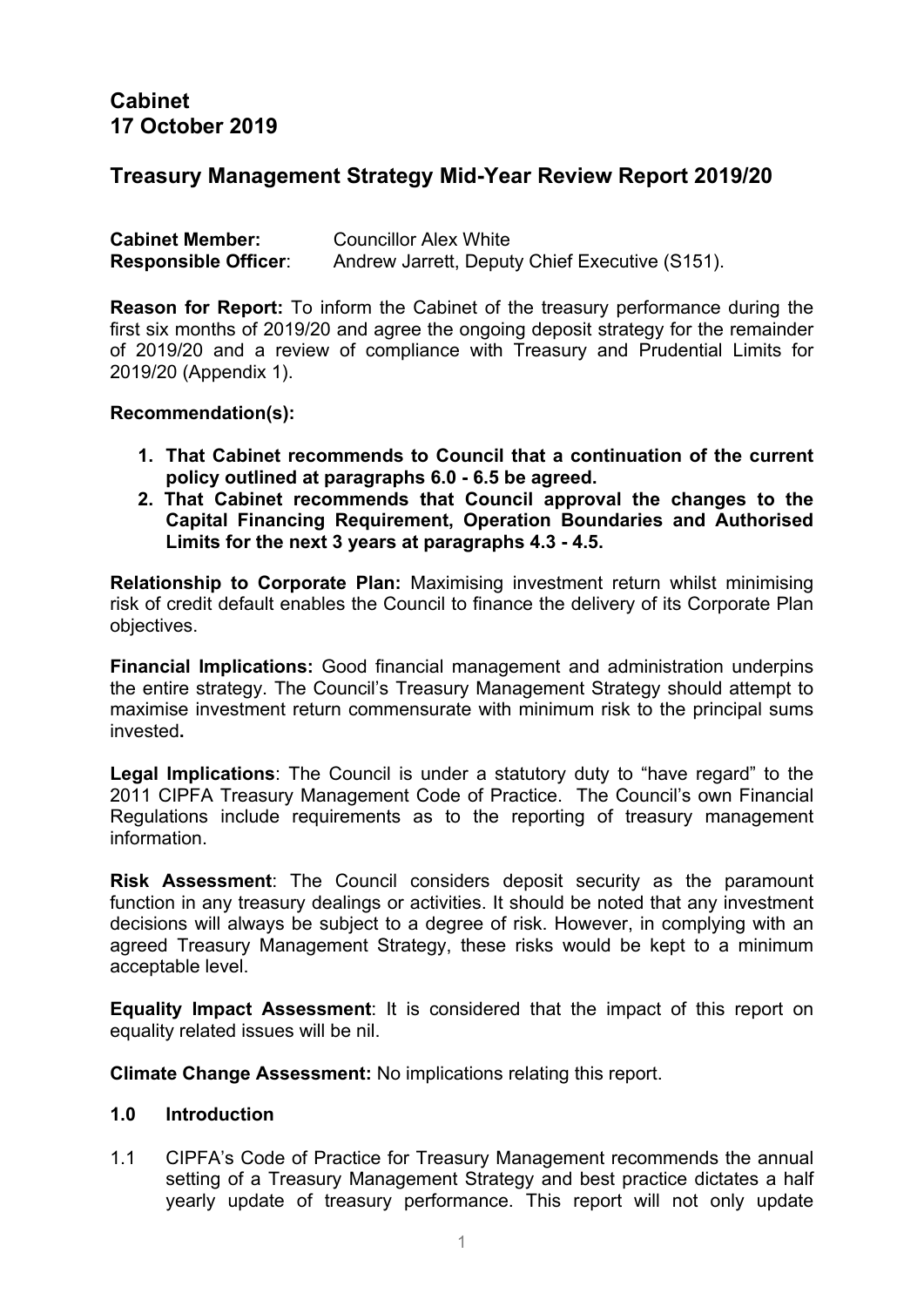# Cabinet
# 17 October 2019

## Treasury Management Strategy Mid-Year Review Report 2019/20

**Cabinet Member:** Councillor Alex White
**Responsible Officer**: Andrew Jarrett, Deputy Chief Executive (S151).

**Reason for Report:** To inform the Cabinet of the treasury performance during the first six months of 2019/20 and agree the ongoing deposit strategy for the remainder of 2019/20 and a review of compliance with Treasury and Prudential Limits for 2019/20 (Appendix 1).

**Recommendation(s):**

1. **That Cabinet recommends to Council that a continuation of the current policy outlined at paragraphs 6.0 - 6.5 be agreed.**
2. **That Cabinet recommends that Council approval the changes to the Capital Financing Requirement, Operation Boundaries and Authorised Limits for the next 3 years at paragraphs 4.3 - 4.5.**

**Relationship to Corporate Plan:** Maximising investment return whilst minimising risk of credit default enables the Council to finance the delivery of its Corporate Plan objectives.

**Financial Implications:** Good financial management and administration underpins the entire strategy. The Council's Treasury Management Strategy should attempt to maximise investment return commensurate with minimum risk to the principal sums invested**.**

**Legal Implications**: The Council is under a statutory duty to "have regard" to the 2011 CIPFA Treasury Management Code of Practice. The Council's own Financial Regulations include requirements as to the reporting of treasury management information.

**Risk Assessment**: The Council considers deposit security as the paramount function in any treasury dealings or activities. It should be noted that any investment decisions will always be subject to a degree of risk. However, in complying with an agreed Treasury Management Strategy, these risks would be kept to a minimum acceptable level.

**Equality Impact Assessment**: It is considered that the impact of this report on equality related issues will be nil.

**Climate Change Assessment:** No implications relating this report.

### 1.0 Introduction

1.1 CIPFA's Code of Practice for Treasury Management recommends the annual setting of a Treasury Management Strategy and best practice dictates a half yearly update of treasury performance. This report will not only update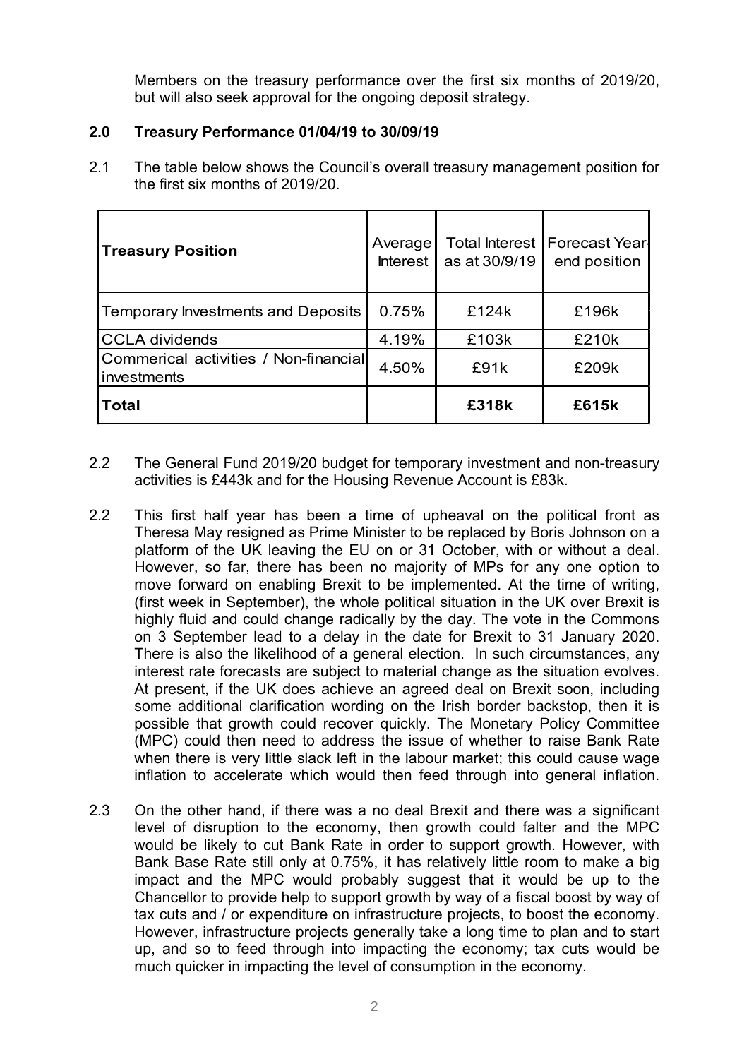Members on the treasury performance over the first six months of 2019/20, but will also seek approval for the ongoing deposit strategy.

## 2.0 Treasury Performance 01/04/19 to 30/09/19

2.1 The table below shows the Council's overall treasury management position for the first six months of 2019/20.

| Treasury Position | Average Interest | Total Interest as at 30/9/19 | Forecast Year-end position |
|---|---|---|---|
| Temporary Investments and Deposits | 0.75% | £124k | £196k |
| CCLA dividends | 4.19% | £103k | £210k |
| Commerical activities / Non-financial investments | 4.50% | £91k | £209k |
| **Total** | | **£318k** | **£615k** |

2.2 The General Fund 2019/20 budget for temporary investment and non-treasury activities is £443k and for the Housing Revenue Account is £83k.

2.2 This first half year has been a time of upheaval on the political front as Theresa May resigned as Prime Minister to be replaced by Boris Johnson on a platform of the UK leaving the EU on or 31 October, with or without a deal. However, so far, there has been no majority of MPs for any one option to move forward on enabling Brexit to be implemented. At the time of writing, (first week in September), the whole political situation in the UK over Brexit is highly fluid and could change radically by the day. The vote in the Commons on 3 September lead to a delay in the date for Brexit to 31 January 2020. There is also the likelihood of a general election. In such circumstances, any interest rate forecasts are subject to material change as the situation evolves. At present, if the UK does achieve an agreed deal on Brexit soon, including some additional clarification wording on the Irish border backstop, then it is possible that growth could recover quickly. The Monetary Policy Committee (MPC) could then need to address the issue of whether to raise Bank Rate when there is very little slack left in the labour market; this could cause wage inflation to accelerate which would then feed through into general inflation.

2.3 On the other hand, if there was a no deal Brexit and there was a significant level of disruption to the economy, then growth could falter and the MPC would be likely to cut Bank Rate in order to support growth. However, with Bank Base Rate still only at 0.75%, it has relatively little room to make a big impact and the MPC would probably suggest that it would be up to the Chancellor to provide help to support growth by way of a fiscal boost by way of tax cuts and / or expenditure on infrastructure projects, to boost the economy. However, infrastructure projects generally take a long time to plan and to start up, and so to feed through into impacting the economy; tax cuts would be much quicker in impacting the level of consumption in the economy.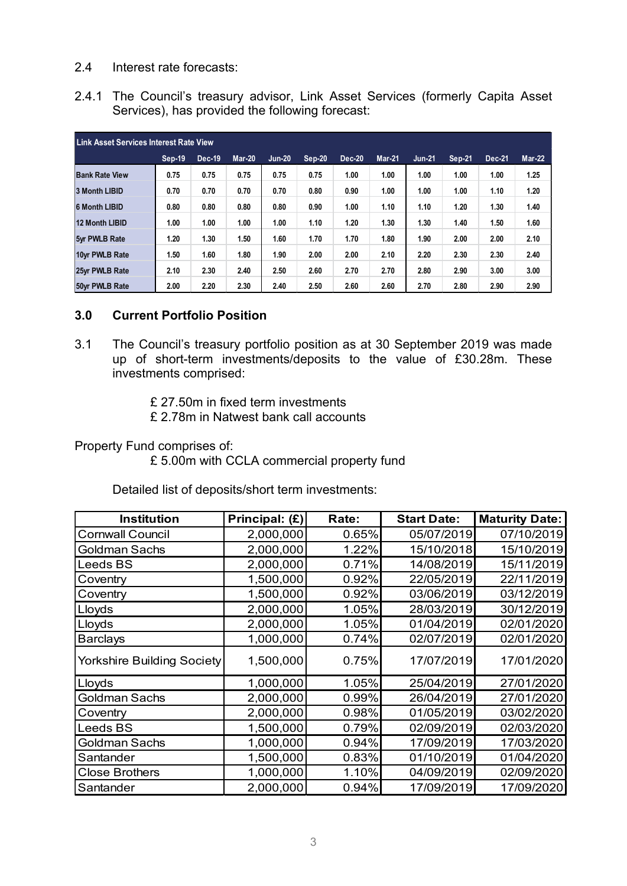2.4 Interest rate forecasts:

2.4.1 The Council's treasury advisor, Link Asset Services (formerly Capita Asset Services), has provided the following forecast:

| Link Asset Services Interest Rate View | Sep-19 | Dec-19 | Mar-20 | Jun-20 | Sep-20 | Dec-20 | Mar-21 | Jun-21 | Sep-21 | Dec-21 | Mar-22 |
|---|---|---|---|---|---|---|---|---|---|---|---|
| Bank Rate View | 0.75 | 0.75 | 0.75 | 0.75 | 0.75 | 1.00 | 1.00 | 1.00 | 1.00 | 1.00 | 1.25 |
| 3 Month LIBID | 0.70 | 0.70 | 0.70 | 0.70 | 0.80 | 0.90 | 1.00 | 1.00 | 1.00 | 1.10 | 1.20 |
| 6 Month LIBID | 0.80 | 0.80 | 0.80 | 0.80 | 0.90 | 1.00 | 1.10 | 1.10 | 1.20 | 1.30 | 1.40 |
| 12 Month LIBID | 1.00 | 1.00 | 1.00 | 1.00 | 1.10 | 1.20 | 1.30 | 1.30 | 1.40 | 1.50 | 1.60 |
| 5yr PWLB Rate | 1.20 | 1.30 | 1.50 | 1.60 | 1.70 | 1.70 | 1.80 | 1.90 | 2.00 | 2.00 | 2.10 |
| 10yr PWLB Rate | 1.50 | 1.60 | 1.80 | 1.90 | 2.00 | 2.00 | 2.10 | 2.20 | 2.30 | 2.30 | 2.40 |
| 25yr PWLB Rate | 2.10 | 2.30 | 2.40 | 2.50 | 2.60 | 2.70 | 2.70 | 2.80 | 2.90 | 3.00 | 3.00 |
| 50yr PWLB Rate | 2.00 | 2.20 | 2.30 | 2.40 | 2.50 | 2.60 | 2.60 | 2.70 | 2.80 | 2.90 | 2.90 |

## 3.0 Current Portfolio Position

3.1 The Council's treasury portfolio position as at 30 September 2019 was made up of short-term investments/deposits to the value of £30.28m. These investments comprised:

£ 27.50m in fixed term investments
£ 2.78m in Natwest bank call accounts

Property Fund comprises of:
£ 5.00m with CCLA commercial property fund

Detailed list of deposits/short term investments:

| Institution | Principal: (£) | Rate: | Start Date: | Maturity Date: |
|---|---|---|---|---|
| Cornwall Council | 2,000,000 | 0.65% | 05/07/2019 | 07/10/2019 |
| Goldman Sachs | 2,000,000 | 1.22% | 15/10/2018 | 15/10/2019 |
| Leeds BS | 2,000,000 | 0.71% | 14/08/2019 | 15/11/2019 |
| Coventry | 1,500,000 | 0.92% | 22/05/2019 | 22/11/2019 |
| Coventry | 1,500,000 | 0.92% | 03/06/2019 | 03/12/2019 |
| Lloyds | 2,000,000 | 1.05% | 28/03/2019 | 30/12/2019 |
| Lloyds | 2,000,000 | 1.05% | 01/04/2019 | 02/01/2020 |
| Barclays | 1,000,000 | 0.74% | 02/07/2019 | 02/01/2020 |
| Yorkshire Building Society | 1,500,000 | 0.75% | 17/07/2019 | 17/01/2020 |
| Lloyds | 1,000,000 | 1.05% | 25/04/2019 | 27/01/2020 |
| Goldman Sachs | 2,000,000 | 0.99% | 26/04/2019 | 27/01/2020 |
| Coventry | 2,000,000 | 0.98% | 01/05/2019 | 03/02/2020 |
| Leeds BS | 1,500,000 | 0.79% | 02/09/2019 | 02/03/2020 |
| Goldman Sachs | 1,000,000 | 0.94% | 17/09/2019 | 17/03/2020 |
| Santander | 1,500,000 | 0.83% | 01/10/2019 | 01/04/2020 |
| Close Brothers | 1,000,000 | 1.10% | 04/09/2019 | 02/09/2020 |
| Santander | 2,000,000 | 0.94% | 17/09/2019 | 17/09/2020 |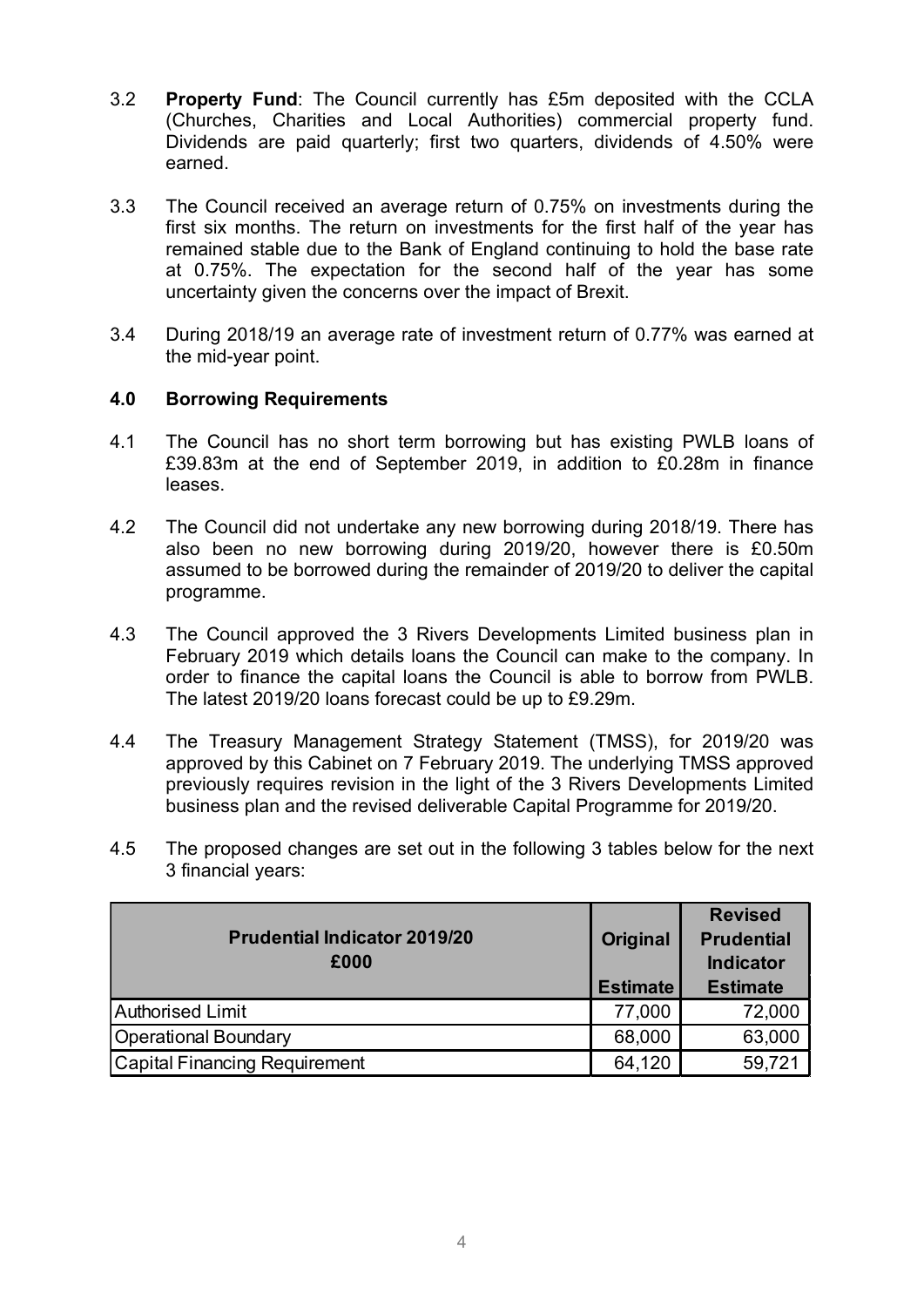3.2 **Property Fund**: The Council currently has £5m deposited with the CCLA (Churches, Charities and Local Authorities) commercial property fund. Dividends are paid quarterly; first two quarters, dividends of 4.50% were earned.

3.3 The Council received an average return of 0.75% on investments during the first six months. The return on investments for the first half of the year has remained stable due to the Bank of England continuing to hold the base rate at 0.75%. The expectation for the second half of the year has some uncertainty given the concerns over the impact of Brexit.

3.4 During 2018/19 an average rate of investment return of 0.77% was earned at the mid-year point.

## 4.0 Borrowing Requirements

4.1 The Council has no short term borrowing but has existing PWLB loans of £39.83m at the end of September 2019, in addition to £0.28m in finance leases.

4.2 The Council did not undertake any new borrowing during 2018/19. There has also been no new borrowing during 2019/20, however there is £0.50m assumed to be borrowed during the remainder of 2019/20 to deliver the capital programme.

4.3 The Council approved the 3 Rivers Developments Limited business plan in February 2019 which details loans the Council can make to the company. In order to finance the capital loans the Council is able to borrow from PWLB. The latest 2019/20 loans forecast could be up to £9.29m.

4.4 The Treasury Management Strategy Statement (TMSS), for 2019/20 was approved by this Cabinet on 7 February 2019. The underlying TMSS approved previously requires revision in the light of the 3 Rivers Developments Limited business plan and the revised deliverable Capital Programme for 2019/20.

4.5 The proposed changes are set out in the following 3 tables below for the next 3 financial years:

| Prudential Indicator 2019/20<br>£000 | Original<br>Estimate | Revised Prudential Indicator<br>Estimate |
|---|---|---|
| Authorised Limit | 77,000 | 72,000 |
| Operational Boundary | 68,000 | 63,000 |
| Capital Financing Requirement | 64,120 | 59,721 |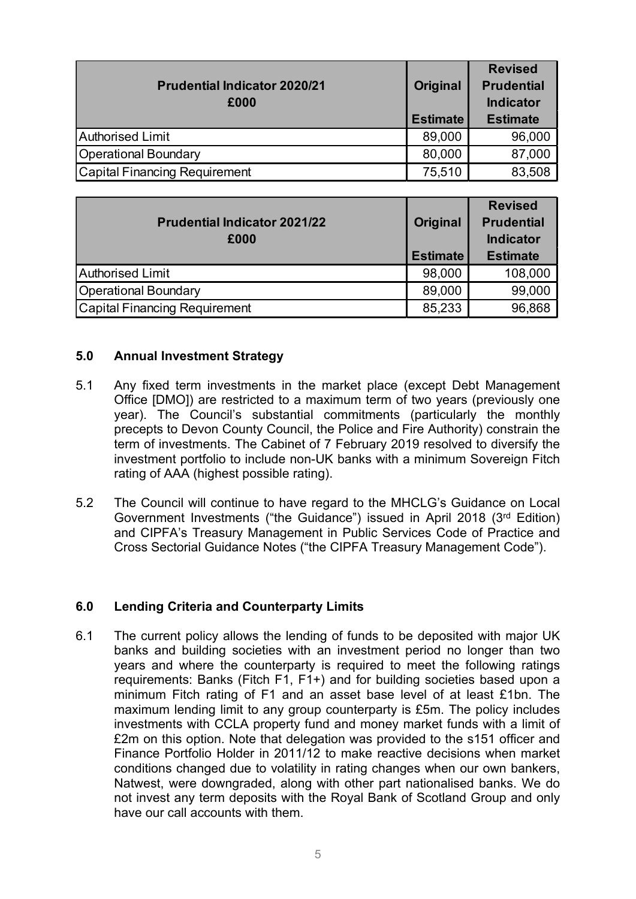| Prudential Indicator 2020/21<br>£000 | Original<br>Estimate | Revised Prudential Indicator<br>Estimate |
|---|---|---|
| Authorised Limit | 89,000 | 96,000 |
| Operational Boundary | 80,000 | 87,000 |
| Capital Financing Requirement | 75,510 | 83,508 |

| Prudential Indicator 2021/22<br>£000 | Original<br>Estimate | Revised Prudential Indicator<br>Estimate |
|---|---|---|
| Authorised Limit | 98,000 | 108,000 |
| Operational Boundary | 89,000 | 99,000 |
| Capital Financing Requirement | 85,233 | 96,868 |

## 5.0 Annual Investment Strategy

5.1 Any fixed term investments in the market place (except Debt Management Office [DMO]) are restricted to a maximum term of two years (previously one year). The Council's substantial commitments (particularly the monthly precepts to Devon County Council, the Police and Fire Authority) constrain the term of investments. The Cabinet of 7 February 2019 resolved to diversify the investment portfolio to include non-UK banks with a minimum Sovereign Fitch rating of AAA (highest possible rating).

5.2 The Council will continue to have regard to the MHCLG's Guidance on Local Government Investments ("the Guidance") issued in April 2018 (3rd Edition) and CIPFA's Treasury Management in Public Services Code of Practice and Cross Sectorial Guidance Notes ("the CIPFA Treasury Management Code").

## 6.0 Lending Criteria and Counterparty Limits

6.1 The current policy allows the lending of funds to be deposited with major UK banks and building societies with an investment period no longer than two years and where the counterparty is required to meet the following ratings requirements: Banks (Fitch F1, F1+) and for building societies based upon a minimum Fitch rating of F1 and an asset base level of at least £1bn. The maximum lending limit to any group counterparty is £5m. The policy includes investments with CCLA property fund and money market funds with a limit of £2m on this option. Note that delegation was provided to the s151 officer and Finance Portfolio Holder in 2011/12 to make reactive decisions when market conditions changed due to volatility in rating changes when our own bankers, Natwest, were downgraded, along with other part nationalised banks. We do not invest any term deposits with the Royal Bank of Scotland Group and only have our call accounts with them.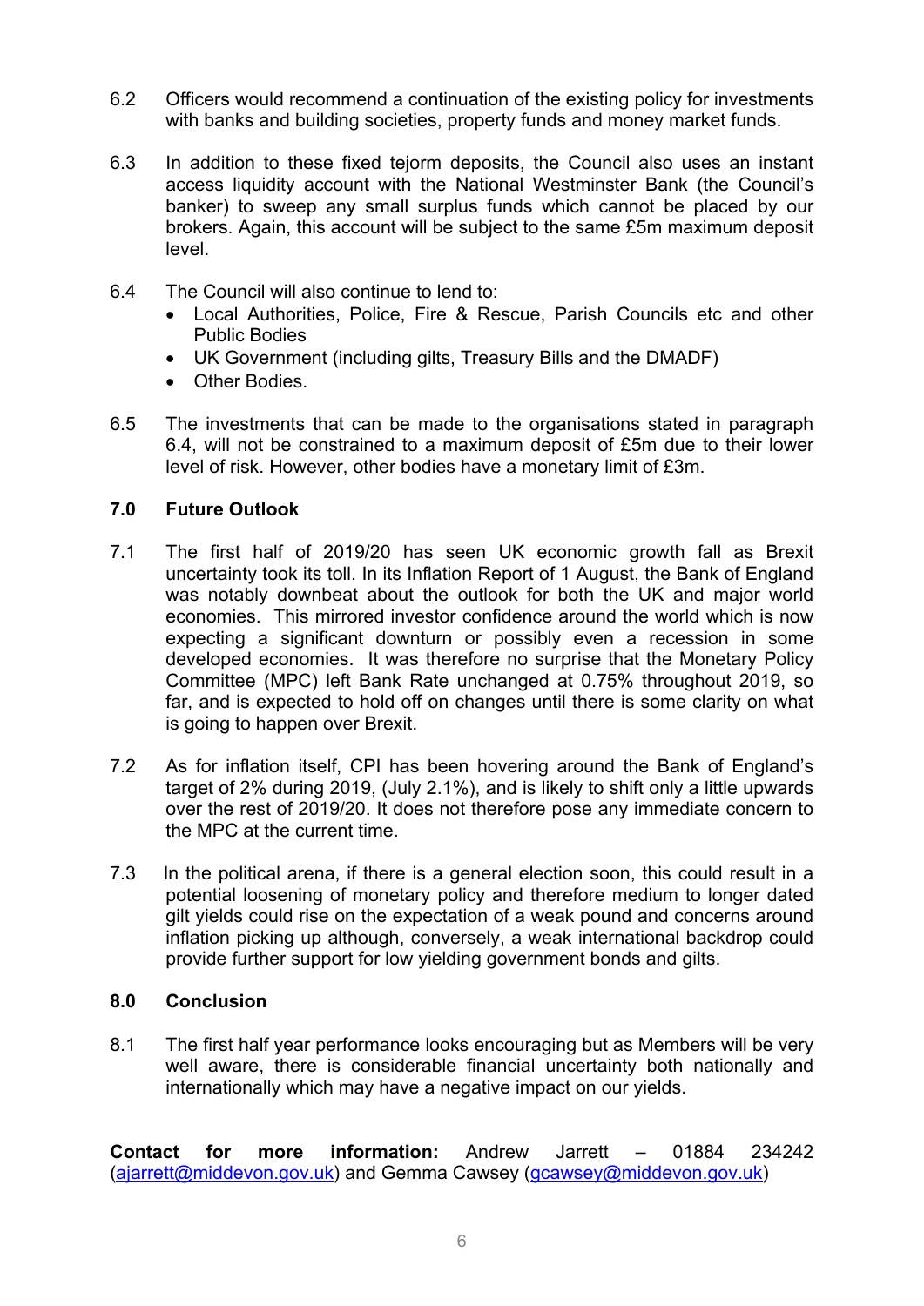6.2 Officers would recommend a continuation of the existing policy for investments with banks and building societies, property funds and money market funds.

6.3 In addition to these fixed tejorm deposits, the Council also uses an instant access liquidity account with the National Westminster Bank (the Council's banker) to sweep any small surplus funds which cannot be placed by our brokers. Again, this account will be subject to the same £5m maximum deposit level.

6.4 The Council will also continue to lend to:

- Local Authorities, Police, Fire & Rescue, Parish Councils etc and other Public Bodies
- UK Government (including gilts, Treasury Bills and the DMADF)
- Other Bodies.

6.5 The investments that can be made to the organisations stated in paragraph 6.4, will not be constrained to a maximum deposit of £5m due to their lower level of risk. However, other bodies have a monetary limit of £3m.

## 7.0 Future Outlook

7.1 The first half of 2019/20 has seen UK economic growth fall as Brexit uncertainty took its toll. In its Inflation Report of 1 August, the Bank of England was notably downbeat about the outlook for both the UK and major world economies. This mirrored investor confidence around the world which is now expecting a significant downturn or possibly even a recession in some developed economies. It was therefore no surprise that the Monetary Policy Committee (MPC) left Bank Rate unchanged at 0.75% throughout 2019, so far, and is expected to hold off on changes until there is some clarity on what is going to happen over Brexit.

7.2 As for inflation itself, CPI has been hovering around the Bank of England's target of 2% during 2019, (July 2.1%), and is likely to shift only a little upwards over the rest of 2019/20. It does not therefore pose any immediate concern to the MPC at the current time.

7.3 In the political arena, if there is a general election soon, this could result in a potential loosening of monetary policy and therefore medium to longer dated gilt yields could rise on the expectation of a weak pound and concerns around inflation picking up although, conversely, a weak international backdrop could provide further support for low yielding government bonds and gilts.

## 8.0 Conclusion

8.1 The first half year performance looks encouraging but as Members will be very well aware, there is considerable financial uncertainty both nationally and internationally which may have a negative impact on our yields.

**Contact for more information:** Andrew Jarrett – 01884 234242 (ajarrett@middevon.gov.uk) and Gemma Cawsey (gcawsey@middevon.gov.uk)